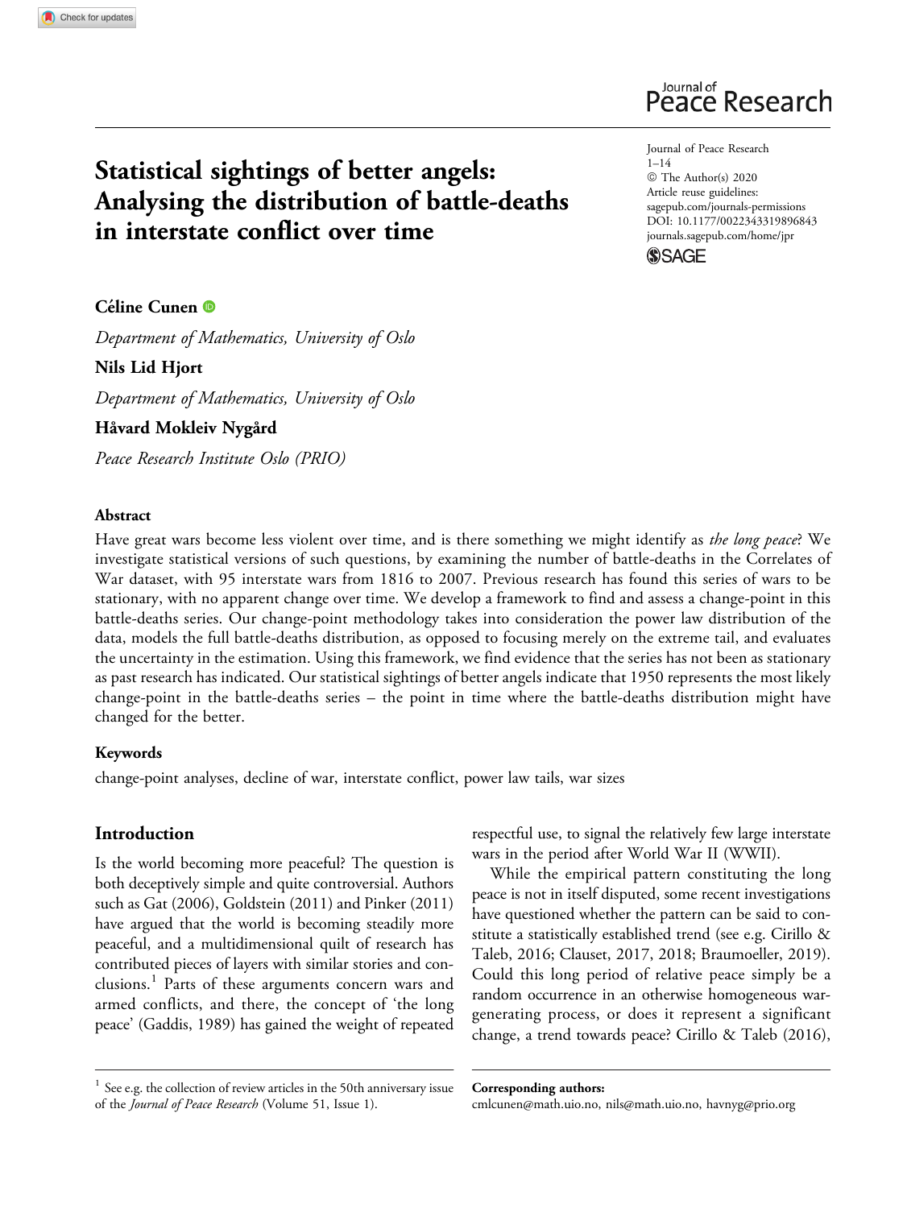# Statistical sightings of better angels: Analysing the distribution of battle-deaths in interstate conflict over time

Journal of Peace Research
1–14
© The Author(s) 2020
Article reuse guidelines:
sagepub.com/journals-permissions
DOI: 10.1177/0022343319896843
journals.sagepub.com/home/jpr

**Céline Cunen**

*Department of Mathematics, University of Oslo*

**Nils Lid Hjort**

*Department of Mathematics, University of Oslo*

**Håvard Mokleiv Nygård**

*Peace Research Institute Oslo (PRIO)*

### Abstract

Have great wars become less violent over time, and is there something we might identify as *the long peace*? We investigate statistical versions of such questions, by examining the number of battle-deaths in the Correlates of War dataset, with 95 interstate wars from 1816 to 2007. Previous research has found this series of wars to be stationary, with no apparent change over time. We develop a framework to find and assess a change-point in this battle-deaths series. Our change-point methodology takes into consideration the power law distribution of the data, models the full battle-deaths distribution, as opposed to focusing merely on the extreme tail, and evaluates the uncertainty in the estimation. Using this framework, we find evidence that the series has not been as stationary as past research has indicated. Our statistical sightings of better angels indicate that 1950 represents the most likely change-point in the battle-deaths series – the point in time where the battle-deaths distribution might have changed for the better.

### Keywords

change-point analyses, decline of war, interstate conflict, power law tails, war sizes

## Introduction

Is the world becoming more peaceful? The question is both deceptively simple and quite controversial. Authors such as Gat (2006), Goldstein (2011) and Pinker (2011) have argued that the world is becoming steadily more peaceful, and a multidimensional quilt of research has contributed pieces of layers with similar stories and conclusions.[1] Parts of these arguments concern wars and armed conflicts, and there, the concept of 'the long peace' (Gaddis, 1989) has gained the weight of repeated respectful use, to signal the relatively few large interstate wars in the period after World War II (WWII).

While the empirical pattern constituting the long peace is not in itself disputed, some recent investigations have questioned whether the pattern can be said to constitute a statistically established trend (see e.g. Cirillo & Taleb, 2016; Clauset, 2017, 2018; Braumoeller, 2019). Could this long period of relative peace simply be a random occurrence in an otherwise homogeneous war-generating process, or does it represent a significant change, a trend towards peace? Cirillo & Taleb (2016),

[1] See e.g. the collection of review articles in the 50th anniversary issue of the *Journal of Peace Research* (Volume 51, Issue 1).

**Corresponding authors:**
cmlcunen@math.uio.no, nils@math.uio.no, havnyg@prio.org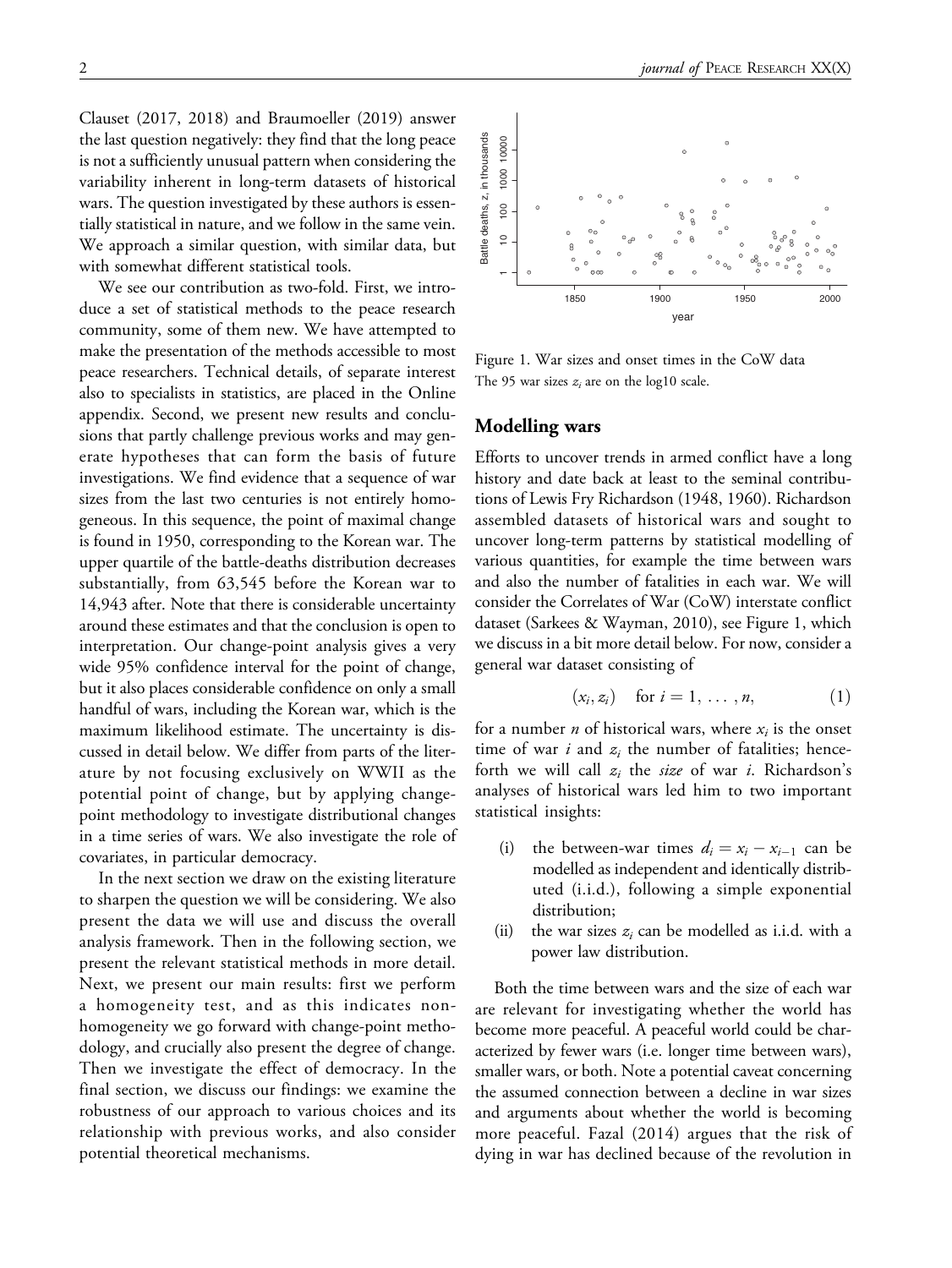Clauset (2017, 2018) and Braumoeller (2019) answer the last question negatively: they find that the long peace is not a sufficiently unusual pattern when considering the variability inherent in long-term datasets of historical wars. The question investigated by these authors is essentially statistical in nature, and we follow in the same vein. We approach a similar question, with similar data, but with somewhat different statistical tools.

We see our contribution as two-fold. First, we introduce a set of statistical methods to the peace research community, some of them new. We have attempted to make the presentation of the methods accessible to most peace researchers. Technical details, of separate interest also to specialists in statistics, are placed in the Online appendix. Second, we present new results and conclusions that partly challenge previous works and may generate hypotheses that can form the basis of future investigations. We find evidence that a sequence of war sizes from the last two centuries is not entirely homogeneous. In this sequence, the point of maximal change is found in 1950, corresponding to the Korean war. The upper quartile of the battle-deaths distribution decreases substantially, from 63,545 before the Korean war to 14,943 after. Note that there is considerable uncertainty around these estimates and that the conclusion is open to interpretation. Our change-point analysis gives a very wide 95% confidence interval for the point of change, but it also places considerable confidence on only a small handful of wars, including the Korean war, which is the maximum likelihood estimate. The uncertainty is discussed in detail below. We differ from parts of the literature by not focusing exclusively on WWII as the potential point of change, but by applying change-point methodology to investigate distributional changes in a time series of wars. We also investigate the role of covariates, in particular democracy.

In the next section we draw on the existing literature to sharpen the question we will be considering. We also present the data we will use and discuss the overall analysis framework. Then in the following section, we present the relevant statistical methods in more detail. Next, we present our main results: first we perform a homogeneity test, and as this indicates non-homogeneity we go forward with change-point methodology, and crucially also present the degree of change. Then we investigate the effect of democracy. In the final section, we discuss our findings: we examine the robustness of our approach to various choices and its relationship with previous works, and also consider potential theoretical mechanisms.

Battle deaths, z, in thousands

1
10
100
1000
10000

1850
1900
1950
2000

year

Figure 1. War sizes and onset times in the CoW data
The 95 war sizes $z_i$ are on the log10 scale.

## Modelling wars

Efforts to uncover trends in armed conflict have a long history and date back at least to the seminal contributions of Lewis Fry Richardson (1948, 1960). Richardson assembled datasets of historical wars and sought to uncover long-term patterns by statistical modelling of various quantities, for example the time between wars and also the number of fatalities in each war. We will consider the Correlates of War (CoW) interstate conflict dataset (Sarkees & Wayman, 2010), see Figure 1, which we discuss in a bit more detail below. For now, consider a general war dataset consisting of

$$(x_i, z_i) \quad \text{for } i = 1, \ldots, n, \tag{1}$$

for a number $n$ of historical wars, where $x_i$ is the onset time of war $i$ and $z_i$ the number of fatalities; henceforth we will call $z_i$ the *size* of war $i$. Richardson's analyses of historical wars led him to two important statistical insights:

(i) the between-war times $d_i = x_i - x_{i-1}$ can be modelled as independent and identically distributed (i.i.d.), following a simple exponential distribution;
(ii) the war sizes $z_i$ can be modelled as i.i.d. with a power law distribution.

Both the time between wars and the size of each war are relevant for investigating whether the world has become more peaceful. A peaceful world could be characterized by fewer wars (i.e. longer time between wars), smaller wars, or both. Note a potential caveat concerning the assumed connection between a decline in war sizes and arguments about whether the world is becoming more peaceful. Fazal (2014) argues that the risk of dying in war has declined because of the revolution in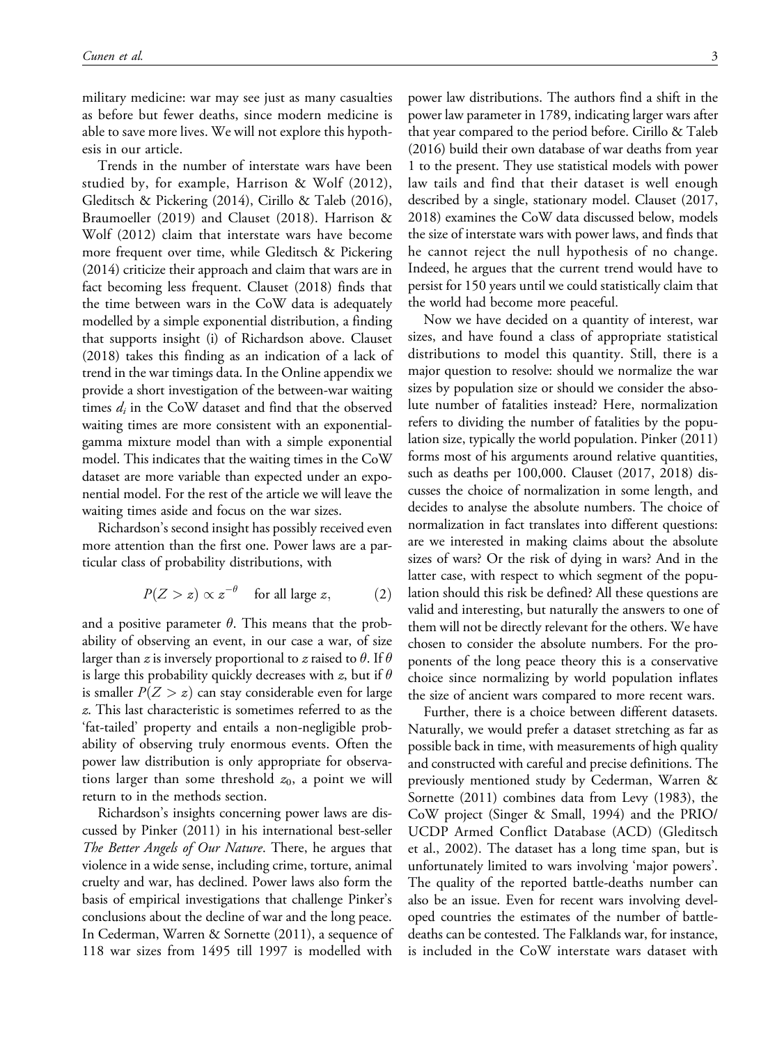military medicine: war may see just as many casualties as before but fewer deaths, since modern medicine is able to save more lives. We will not explore this hypothesis in our article.

Trends in the number of interstate wars have been studied by, for example, Harrison & Wolf (2012), Gleditsch & Pickering (2014), Cirillo & Taleb (2016), Braumoeller (2019) and Clauset (2018). Harrison & Wolf (2012) claim that interstate wars have become more frequent over time, while Gleditsch & Pickering (2014) criticize their approach and claim that wars are in fact becoming less frequent. Clauset (2018) finds that the time between wars in the CoW data is adequately modelled by a simple exponential distribution, a finding that supports insight (i) of Richardson above. Clauset (2018) takes this finding as an indication of a lack of trend in the war timings data. In the Online appendix we provide a short investigation of the between-war waiting times $d_i$ in the CoW dataset and find that the observed waiting times are more consistent with an exponential-gamma mixture model than with a simple exponential model. This indicates that the waiting times in the CoW dataset are more variable than expected under an exponential model. For the rest of the article we will leave the waiting times aside and focus on the war sizes.

Richardson's second insight has possibly received even more attention than the first one. Power laws are a particular class of probability distributions, with

$$P(Z > z) \propto z^{-\theta} \quad \text{for all large } z, \qquad (2)$$

and a positive parameter $\theta$. This means that the probability of observing an event, in our case a war, of size larger than $z$ is inversely proportional to $z$ raised to $\theta$. If $\theta$ is large this probability quickly decreases with $z$, but if $\theta$ is smaller $P(Z > z)$ can stay considerable even for large $z$. This last characteristic is sometimes referred to as the 'fat-tailed' property and entails a non-negligible probability of observing truly enormous events. Often the power law distribution is only appropriate for observations larger than some threshold $z_0$, a point we will return to in the methods section.

Richardson's insights concerning power laws are discussed by Pinker (2011) in his international best-seller *The Better Angels of Our Nature*. There, he argues that violence in a wide sense, including crime, torture, animal cruelty and war, has declined. Power laws also form the basis of empirical investigations that challenge Pinker's conclusions about the decline of war and the long peace. In Cederman, Warren & Sornette (2011), a sequence of 118 war sizes from 1495 till 1997 is modelled with power law distributions. The authors find a shift in the power law parameter in 1789, indicating larger wars after that year compared to the period before. Cirillo & Taleb (2016) build their own database of war deaths from year 1 to the present. They use statistical models with power law tails and find that their dataset is well enough described by a single, stationary model. Clauset (2017, 2018) examines the CoW data discussed below, models the size of interstate wars with power laws, and finds that he cannot reject the null hypothesis of no change. Indeed, he argues that the current trend would have to persist for 150 years until we could statistically claim that the world had become more peaceful.

Now we have decided on a quantity of interest, war sizes, and have found a class of appropriate statistical distributions to model this quantity. Still, there is a major question to resolve: should we normalize the war sizes by population size or should we consider the absolute number of fatalities instead? Here, normalization refers to dividing the number of fatalities by the population size, typically the world population. Pinker (2011) forms most of his arguments around relative quantities, such as deaths per 100,000. Clauset (2017, 2018) discusses the choice of normalization in some length, and decides to analyse the absolute numbers. The choice of normalization in fact translates into different questions: are we interested in making claims about the absolute sizes of wars? Or the risk of dying in wars? And in the latter case, with respect to which segment of the population should this risk be defined? All these questions are valid and interesting, but naturally the answers to one of them will not be directly relevant for the others. We have chosen to consider the absolute numbers. For the proponents of the long peace theory this is a conservative choice since normalizing by world population inflates the size of ancient wars compared to more recent wars.

Further, there is a choice between different datasets. Naturally, we would prefer a dataset stretching as far as possible back in time, with measurements of high quality and constructed with careful and precise definitions. The previously mentioned study by Cederman, Warren & Sornette (2011) combines data from Levy (1983), the CoW project (Singer & Small, 1994) and the PRIO/UCDP Armed Conflict Database (ACD) (Gleditsch et al., 2002). The dataset has a long time span, but is unfortunately limited to wars involving 'major powers'. The quality of the reported battle-deaths number can also be an issue. Even for recent wars involving developed countries the estimates of the number of battle-deaths can be contested. The Falklands war, for instance, is included in the CoW interstate wars dataset with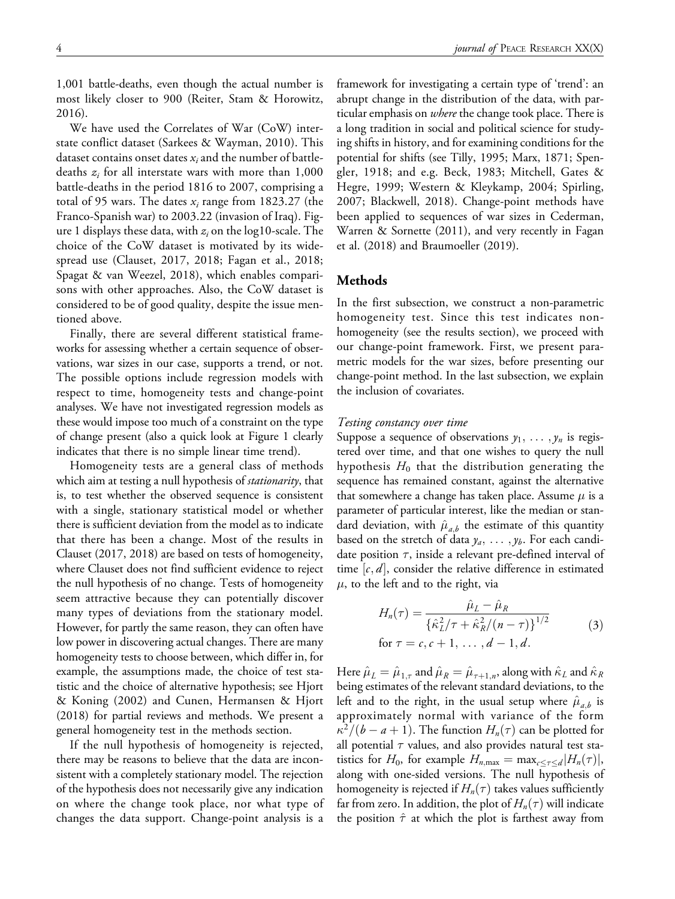1,001 battle-deaths, even though the actual number is most likely closer to 900 (Reiter, Stam & Horowitz, 2016).

We have used the Correlates of War (CoW) interstate conflict dataset (Sarkees & Wayman, 2010). This dataset contains onset dates $x_i$ and the number of battle-deaths $z_i$ for all interstate wars with more than 1,000 battle-deaths in the period 1816 to 2007, comprising a total of 95 wars. The dates $x_i$ range from 1823.27 (the Franco-Spanish war) to 2003.22 (invasion of Iraq). Figure 1 displays these data, with $z_i$ on the log10-scale. The choice of the CoW dataset is motivated by its widespread use (Clauset, 2017, 2018; Fagan et al., 2018; Spagat & van Weezel, 2018), which enables comparisons with other approaches. Also, the CoW dataset is considered to be of good quality, despite the issue mentioned above.

Finally, there are several different statistical frameworks for assessing whether a certain sequence of observations, war sizes in our case, supports a trend, or not. The possible options include regression models with respect to time, homogeneity tests and change-point analyses. We have not investigated regression models as these would impose too much of a constraint on the type of change present (also a quick look at Figure 1 clearly indicates that there is no simple linear time trend).

Homogeneity tests are a general class of methods which aim at testing a null hypothesis of *stationarity*, that is, to test whether the observed sequence is consistent with a single, stationary statistical model or whether there is sufficient deviation from the model as to indicate that there has been a change. Most of the results in Clauset (2017, 2018) are based on tests of homogeneity, where Clauset does not find sufficient evidence to reject the null hypothesis of no change. Tests of homogeneity seem attractive because they can potentially discover many types of deviations from the stationary model. However, for partly the same reason, they can often have low power in discovering actual changes. There are many homogeneity tests to choose between, which differ in, for example, the assumptions made, the choice of test statistic and the choice of alternative hypothesis; see Hjort & Koning (2002) and Cunen, Hermansen & Hjort (2018) for partial reviews and methods. We present a general homogeneity test in the methods section.

If the null hypothesis of homogeneity is rejected, there may be reasons to believe that the data are inconsistent with a completely stationary model. The rejection of the hypothesis does not necessarily give any indication on where the change took place, nor what type of changes the data support. Change-point analysis is a framework for investigating a certain type of 'trend': an abrupt change in the distribution of the data, with particular emphasis on *where* the change took place. There is a long tradition in social and political science for studying shifts in history, and for examining conditions for the potential for shifts (see Tilly, 1995; Marx, 1871; Spengler, 1918; and e.g. Beck, 1983; Mitchell, Gates & Hegre, 1999; Western & Kleykamp, 2004; Spirling, 2007; Blackwell, 2018). Change-point methods have been applied to sequences of war sizes in Cederman, Warren & Sornette (2011), and very recently in Fagan et al. (2018) and Braumoeller (2019).

## Methods

In the first subsection, we construct a non-parametric homogeneity test. Since this test indicates non-homogeneity (see the results section), we proceed with our change-point framework. First, we present parametric models for the war sizes, before presenting our change-point method. In the last subsection, we explain the inclusion of covariates.

### *Testing constancy over time*

Suppose a sequence of observations $y_1, \ldots, y_n$ is registered over time, and that one wishes to query the null hypothesis $H_0$ that the distribution generating the sequence has remained constant, against the alternative that somewhere a change has taken place. Assume $\mu$ is a parameter of particular interest, like the median or standard deviation, with $\hat{\mu}_{a,b}$ the estimate of this quantity based on the stretch of data $y_a, \ldots, y_b$. For each candidate position $\tau$, inside a relevant pre-defined interval of time $[c, d]$, consider the relative difference in estimated $\mu$, to the left and to the right, via

$$H_n(\tau) = \frac{\hat{\mu}_L - \hat{\mu}_R}{\{\hat{\kappa}_L^2/\tau + \hat{\kappa}_R^2/(n-\tau)\}^{1/2}} \quad \text{for } \tau = c, c+1, \ldots, d-1, d. \tag{3}$$

Here $\hat{\mu}_L = \hat{\mu}_{1,\tau}$ and $\hat{\mu}_R = \hat{\mu}_{\tau+1,n}$, along with $\hat{\kappa}_L$ and $\hat{\kappa}_R$ being estimates of the relevant standard deviations, to the left and to the right, in the usual setup where $\hat{\mu}_{a,b}$ is approximately normal with variance of the form $\kappa^2/(b-a+1)$. The function $H_n(\tau)$ can be plotted for all potential $\tau$ values, and also provides natural test statistics for $H_0$, for example $H_{n,\max} = \max_{c \le \tau \le d} |H_n(\tau)|$, along with one-sided versions. The null hypothesis of homogeneity is rejected if $H_n(\tau)$ takes values sufficiently far from zero. In addition, the plot of $H_n(\tau)$ will indicate the position $\hat{\tau}$ at which the plot is farthest away from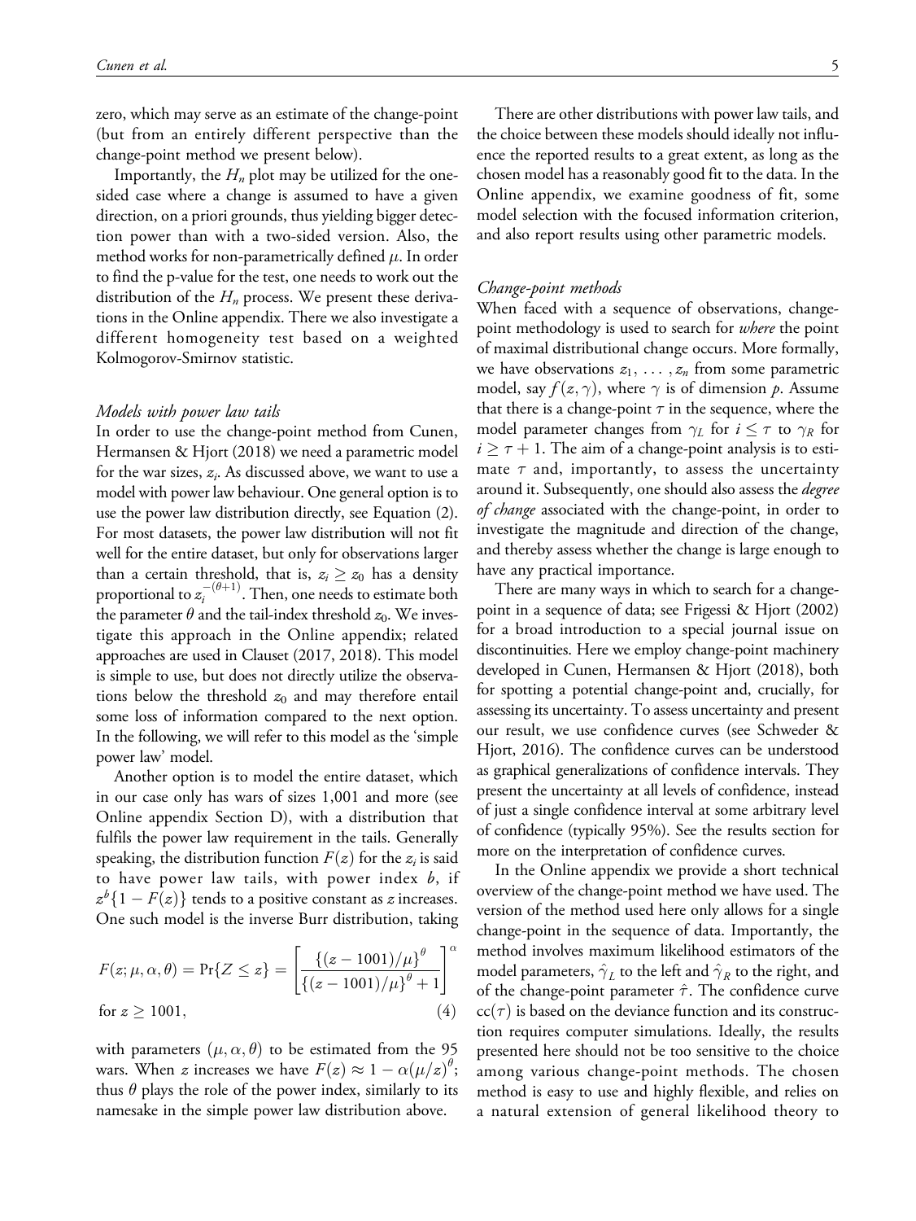zero, which may serve as an estimate of the change-point (but from an entirely different perspective than the change-point method we present below).

Importantly, the $H_n$ plot may be utilized for the one-sided case where a change is assumed to have a given direction, on a priori grounds, thus yielding bigger detection power than with a two-sided version. Also, the method works for non-parametrically defined $\mu$. In order to find the p-value for the test, one needs to work out the distribution of the $H_n$ process. We present these derivations in the Online appendix. There we also investigate a different homogeneity test based on a weighted Kolmogorov-Smirnov statistic.

### *Models with power law tails*

In order to use the change-point method from Cunen, Hermansen & Hjort (2018) we need a parametric model for the war sizes, $z_i$. As discussed above, we want to use a model with power law behaviour. One general option is to use the power law distribution directly, see Equation (2). For most datasets, the power law distribution will not fit well for the entire dataset, but only for observations larger than a certain threshold, that is, $z_i \geq z_0$ has a density proportional to $z_i^{-(\theta+1)}$. Then, one needs to estimate both the parameter $\theta$ and the tail-index threshold $z_0$. We investigate this approach in the Online appendix; related approaches are used in Clauset (2017, 2018). This model is simple to use, but does not directly utilize the observations below the threshold $z_0$ and may therefore entail some loss of information compared to the next option. In the following, we will refer to this model as the 'simple power law' model.

Another option is to model the entire dataset, which in our case only has wars of sizes 1,001 and more (see Online appendix Section D), with a distribution that fulfils the power law requirement in the tails. Generally speaking, the distribution function $F(z)$ for the $z_i$ is said to have power law tails, with power index $b$, if $z^b\{1 - F(z)\}$ tends to a positive constant as $z$ increases. One such model is the inverse Burr distribution, taking

$$F(z; \mu, \alpha, \theta) = \Pr\{Z \leq z\} = \left[\frac{\{(z-1001)/\mu\}^\theta}{\{(z-1001)/\mu\}^\theta + 1}\right]^\alpha \quad \text{for } z \geq 1001, \qquad (4)$$

with parameters $(\mu, \alpha, \theta)$ to be estimated from the 95 wars. When $z$ increases we have $F(z) \approx 1 - \alpha(\mu/z)^\theta$; thus $\theta$ plays the role of the power index, similarly to its namesake in the simple power law distribution above.

There are other distributions with power law tails, and the choice between these models should ideally not influence the reported results to a great extent, as long as the chosen model has a reasonably good fit to the data. In the Online appendix, we examine goodness of fit, some model selection with the focused information criterion, and also report results using other parametric models.

### *Change-point methods*

When faced with a sequence of observations, change-point methodology is used to search for *where* the point of maximal distributional change occurs. More formally, we have observations $z_1, \ldots, z_n$ from some parametric model, say $f(z, \gamma)$, where $\gamma$ is of dimension $p$. Assume that there is a change-point $\tau$ in the sequence, where the model parameter changes from $\gamma_L$ for $i \leq \tau$ to $\gamma_R$ for $i \geq \tau + 1$. The aim of a change-point analysis is to estimate $\tau$ and, importantly, to assess the uncertainty around it. Subsequently, one should also assess the *degree of change* associated with the change-point, in order to investigate the magnitude and direction of the change, and thereby assess whether the change is large enough to have any practical importance.

There are many ways in which to search for a change-point in a sequence of data; see Frigessi & Hjort (2002) for a broad introduction to a special journal issue on discontinuities. Here we employ change-point machinery developed in Cunen, Hermansen & Hjort (2018), both for spotting a potential change-point and, crucially, for assessing its uncertainty. To assess uncertainty and present our result, we use confidence curves (see Schweder & Hjort, 2016). The confidence curves can be understood as graphical generalizations of confidence intervals. They present the uncertainty at all levels of confidence, instead of just a single confidence interval at some arbitrary level of confidence (typically 95%). See the results section for more on the interpretation of confidence curves.

In the Online appendix we provide a short technical overview of the change-point method we have used. The version of the method used here only allows for a single change-point in the sequence of data. Importantly, the method involves maximum likelihood estimators of the model parameters, $\hat{\gamma}_L$ to the left and $\hat{\gamma}_R$ to the right, and of the change-point parameter $\hat{\tau}$. The confidence curve $\mathrm{cc}(\tau)$ is based on the deviance function and its construction requires computer simulations. Ideally, the results presented here should not be too sensitive to the choice among various change-point methods. The chosen method is easy to use and highly flexible, and relies on a natural extension of general likelihood theory to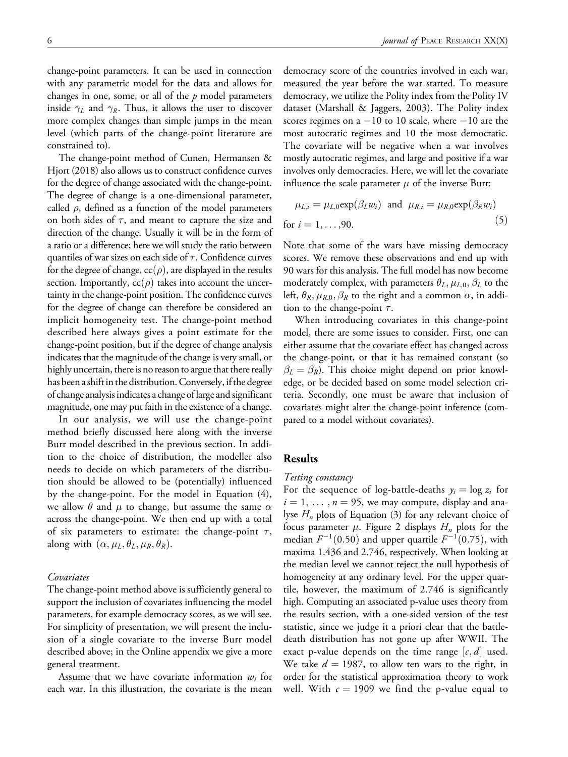change-point parameters. It can be used in connection with any parametric model for the data and allows for changes in one, some, or all of the $p$ model parameters inside $\gamma_L$ and $\gamma_R$. Thus, it allows the user to discover more complex changes than simple jumps in the mean level (which parts of the change-point literature are constrained to).

The change-point method of Cunen, Hermansen & Hjort (2018) also allows us to construct confidence curves for the degree of change associated with the change-point. The degree of change is a one-dimensional parameter, called $\rho$, defined as a function of the model parameters on both sides of $\tau$, and meant to capture the size and direction of the change. Usually it will be in the form of a ratio or a difference; here we will study the ratio between quantiles of war sizes on each side of $\tau$. Confidence curves for the degree of change, $\mathrm{cc}(\rho)$, are displayed in the results section. Importantly, $\mathrm{cc}(\rho)$ takes into account the uncertainty in the change-point position. The confidence curves for the degree of change can therefore be considered an implicit homogeneity test. The change-point method described here always gives a point estimate for the change-point position, but if the degree of change analysis indicates that the magnitude of the change is very small, or highly uncertain, there is no reason to argue that there really has been a shift in the distribution. Conversely, if the degree of change analysis indicates a change of large and significant magnitude, one may put faith in the existence of a change.

In our analysis, we will use the change-point method briefly discussed here along with the inverse Burr model described in the previous section. In addition to the choice of distribution, the modeller also needs to decide on which parameters of the distribution should be allowed to be (potentially) influenced by the change-point. For the model in Equation (4), we allow $\theta$ and $\mu$ to change, but assume the same $\alpha$ across the change-point. We then end up with a total of six parameters to estimate: the change-point $\tau$, along with $(\alpha, \mu_L, \theta_L, \mu_R, \theta_R)$.

### *Covariates*

The change-point method above is sufficiently general to support the inclusion of covariates influencing the model parameters, for example democracy scores, as we will see. For simplicity of presentation, we will present the inclusion of a single covariate to the inverse Burr model described above; in the Online appendix we give a more general treatment.

Assume that we have covariate information $w_i$ for each war. In this illustration, the covariate is the mean democracy score of the countries involved in each war, measured the year before the war started. To measure democracy, we utilize the Polity index from the Polity IV dataset (Marshall & Jaggers, 2003). The Polity index scores regimes on a $-10$ to 10 scale, where $-10$ are the most autocratic regimes and 10 the most democratic. The covariate will be negative when a war involves mostly autocratic regimes, and large and positive if a war involves only democracies. Here, we will let the covariate influence the scale parameter $\mu$ of the inverse Burr:

$$\mu_{L,i} = \mu_{L,0}\exp(\beta_L w_i) \quad \text{and} \quad \mu_{R,i} = \mu_{R,0}\exp(\beta_R w_i) \quad \text{for } i = 1, \ldots, 90. \tag{5}$$

Note that some of the wars have missing democracy scores. We remove these observations and end up with 90 wars for this analysis. The full model has now become moderately complex, with parameters $\theta_L, \mu_{L,0}, \beta_L$ to the left, $\theta_R, \mu_{R,0}, \beta_R$ to the right and a common $\alpha$, in addition to the change-point $\tau$.

When introducing covariates in this change-point model, there are some issues to consider. First, one can either assume that the covariate effect has changed across the change-point, or that it has remained constant (so $\beta_L = \beta_R$). This choice might depend on prior knowledge, or be decided based on some model selection criteria. Secondly, one must be aware that inclusion of covariates might alter the change-point inference (compared to a model without covariates).

## Results

### *Testing constancy*

For the sequence of log-battle-deaths $y_i = \log z_i$ for $i = 1, \ldots, n = 95$, we may compute, display and analyse $H_n$ plots of Equation (3) for any relevant choice of focus parameter $\mu$. Figure 2 displays $H_n$ plots for the median $F^{-1}(0.50)$ and upper quartile $F^{-1}(0.75)$, with maxima 1.436 and 2.746, respectively. When looking at the median level we cannot reject the null hypothesis of homogeneity at any ordinary level. For the upper quartile, however, the maximum of 2.746 is significantly high. Computing an associated p-value uses theory from the results section, with a one-sided version of the test statistic, since we judge it a priori clear that the battle-death distribution has not gone up after WWII. The exact p-value depends on the time range $[c, d]$ used. We take $d = 1987$, to allow ten wars to the right, in order for the statistical approximation theory to work well. With $c = 1909$ we find the p-value equal to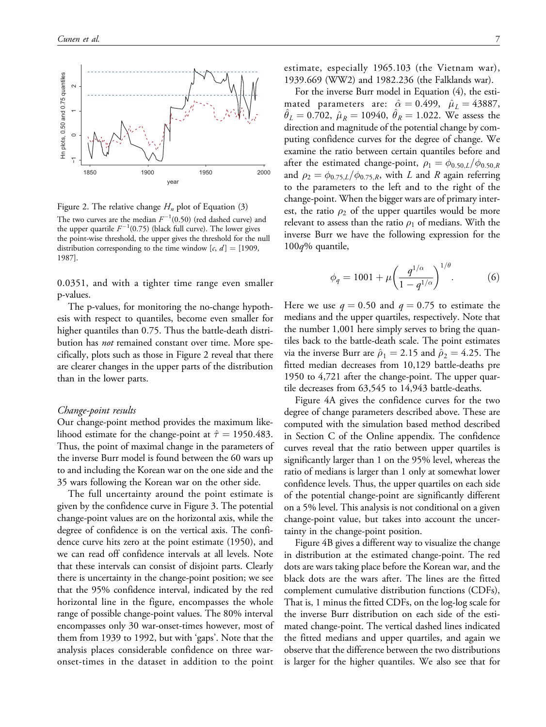Figure 2. The relative change $H_n$ plot of Equation (3)

The two curves are the median $F^{-1}(0.50)$ (red dashed curve) and the upper quartile $F^{-1}(0.75)$ (black full curve). The lower gives the point-wise threshold, the upper gives the threshold for the null distribution corresponding to the time window $[c, d] = [1909, 1987]$.

0.0351, and with a tighter time range even smaller p-values.

The p-values, for monitoring the no-change hypothesis with respect to quantiles, become even smaller for higher quantiles than 0.75. Thus the battle-death distribution has *not* remained constant over time. More specifically, plots such as those in Figure 2 reveal that there are clearer changes in the upper parts of the distribution than in the lower parts.

### *Change-point results*

Our change-point method provides the maximum likelihood estimate for the change-point at $\hat{\tau} = 1950.483$. Thus, the point of maximal change in the parameters of the inverse Burr model is found between the 60 wars up to and including the Korean war on the one side and the 35 wars following the Korean war on the other side.

The full uncertainty around the point estimate is given by the confidence curve in Figure 3. The potential change-point values are on the horizontal axis, while the degree of confidence is on the vertical axis. The confidence curve hits zero at the point estimate (1950), and we can read off confidence intervals at all levels. Note that these intervals can consist of disjoint parts. Clearly there is uncertainty in the change-point position; we see that the 95% confidence interval, indicated by the red horizontal line in the figure, encompasses the whole range of possible change-point values. The 80% interval encompasses only 30 war-onset-times however, most of them from 1939 to 1992, but with 'gaps'. Note that the analysis places considerable confidence on three war-onset-times in the dataset in addition to the point estimate, especially 1965.103 (the Vietnam war), 1939.669 (WW2) and 1982.236 (the Falklands war).

For the inverse Burr model in Equation (4), the estimated parameters are: $\hat{\alpha} = 0.499$, $\hat{\mu}_L = 43887$, $\hat{\theta}_L = 0.702$, $\hat{\mu}_R = 10940$, $\hat{\theta}_R = 1.022$. We assess the direction and magnitude of the potential change by computing confidence curves for the degree of change. We examine the ratio between certain quantiles before and after the estimated change-point, $\rho_1 = \phi_{0.50,L}/\phi_{0.50,R}$ and $\rho_2 = \phi_{0.75,L}/\phi_{0.75,R}$, with $L$ and $R$ again referring to the parameters to the left and to the right of the change-point. When the bigger wars are of primary interest, the ratio $\rho_2$ of the upper quartiles would be more relevant to assess than the ratio $\rho_1$ of medians. With the inverse Burr we have the following expression for the $100q$% quantile,

$$\phi_q = 1001 + \mu\left(\frac{q^{1/\alpha}}{1 - q^{1/\alpha}}\right)^{1/\theta}. \tag{6}$$

Here we use $q = 0.50$ and $q = 0.75$ to estimate the medians and the upper quartiles, respectively. Note that the number 1,001 here simply serves to bring the quantiles back to the battle-death scale. The point estimates via the inverse Burr are $\hat{\rho}_1 = 2.15$ and $\hat{\rho}_2 = 4.25$. The fitted median decreases from 10,129 battle-deaths pre 1950 to 4,721 after the change-point. The upper quartile decreases from 63,545 to 14,943 battle-deaths.

Figure 4A gives the confidence curves for the two degree of change parameters described above. These are computed with the simulation based method described in Section C of the Online appendix. The confidence curves reveal that the ratio between upper quartiles is significantly larger than 1 on the 95% level, whereas the ratio of medians is larger than 1 only at somewhat lower confidence levels. Thus, the upper quartiles on each side of the potential change-point are significantly different on a 5% level. This analysis is not conditional on a given change-point value, but takes into account the uncertainty in the change-point position.

Figure 4B gives a different way to visualize the change in distribution at the estimated change-point. The red dots are wars taking place before the Korean war, and the black dots are the wars after. The lines are the fitted complement cumulative distribution functions (CDFs), That is, 1 minus the fitted CDFs, on the log-log scale for the inverse Burr distribution on each side of the estimated change-point. The vertical dashed lines indicated the fitted medians and upper quartiles, and again we observe that the difference between the two distributions is larger for the higher quantiles. We also see that for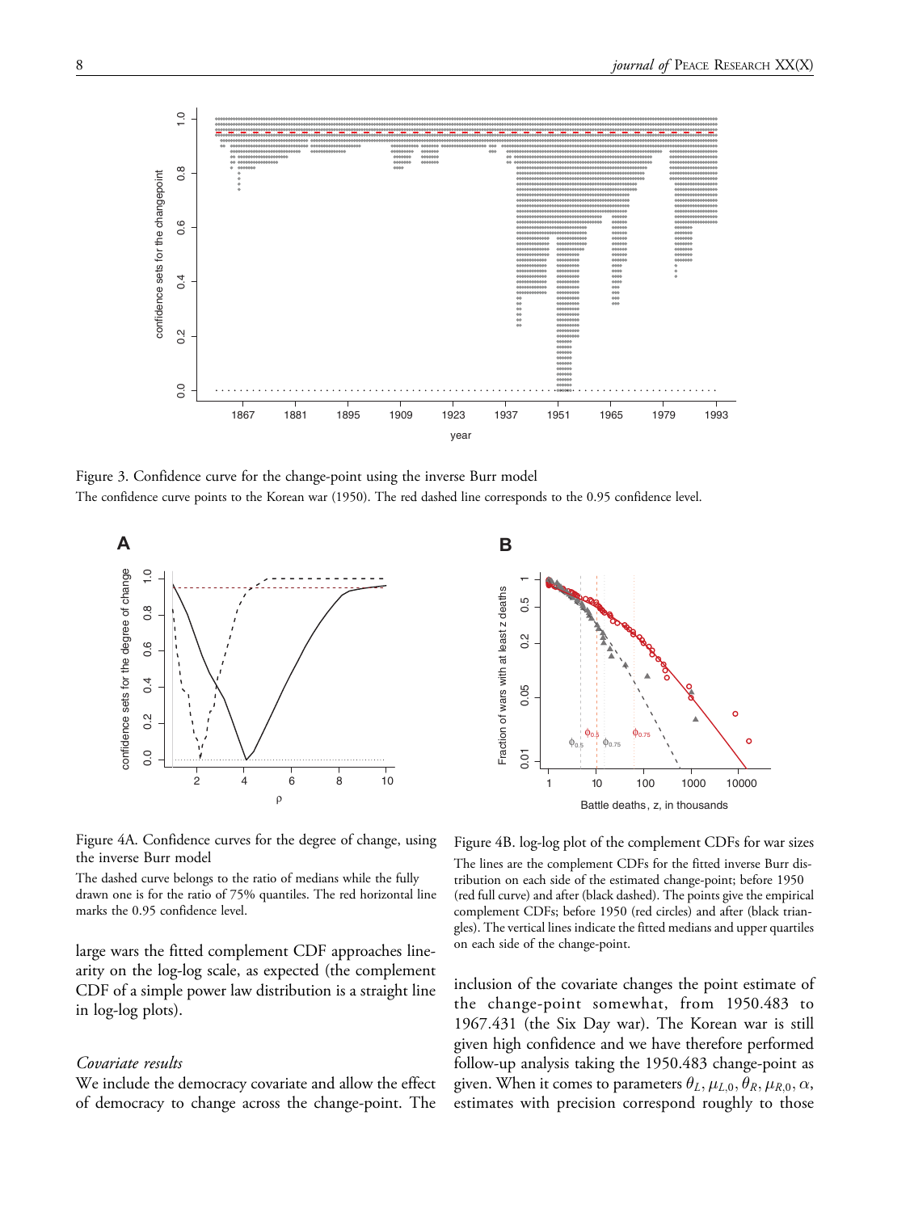Figure 3. Confidence curve for the change-point using the inverse Burr model

The confidence curve points to the Korean war (1950). The red dashed line corresponds to the 0.95 confidence level.

Figure 4A. Confidence curves for the degree of change, using the inverse Burr model

The dashed curve belongs to the ratio of medians while the fully drawn one is for the ratio of 75% quantiles. The red horizontal line marks the 0.95 confidence level.

Figure 4B. log-log plot of the complement CDFs for war sizes

The lines are the complement CDFs for the fitted inverse Burr distribution on each side of the estimated change-point; before 1950 (red full curve) and after (black dashed). The points give the empirical complement CDFs; before 1950 (red circles) and after (black triangles). The vertical lines indicate the fitted medians and upper quartiles on each side of the change-point.

large wars the fitted complement CDF approaches linearity on the log-log scale, as expected (the complement CDF of a simple power law distribution is a straight line in log-log plots).

### *Covariate results*

We include the democracy covariate and allow the effect of democracy to change across the change-point. The inclusion of the covariate changes the point estimate of the change-point somewhat, from 1950.483 to 1967.431 (the Six Day war). The Korean war is still given high confidence and we have therefore performed follow-up analysis taking the 1950.483 change-point as given. When it comes to parameters $\theta_L, \mu_{L,0}, \theta_R, \mu_{R,0}, \alpha$, estimates with precision correspond roughly to those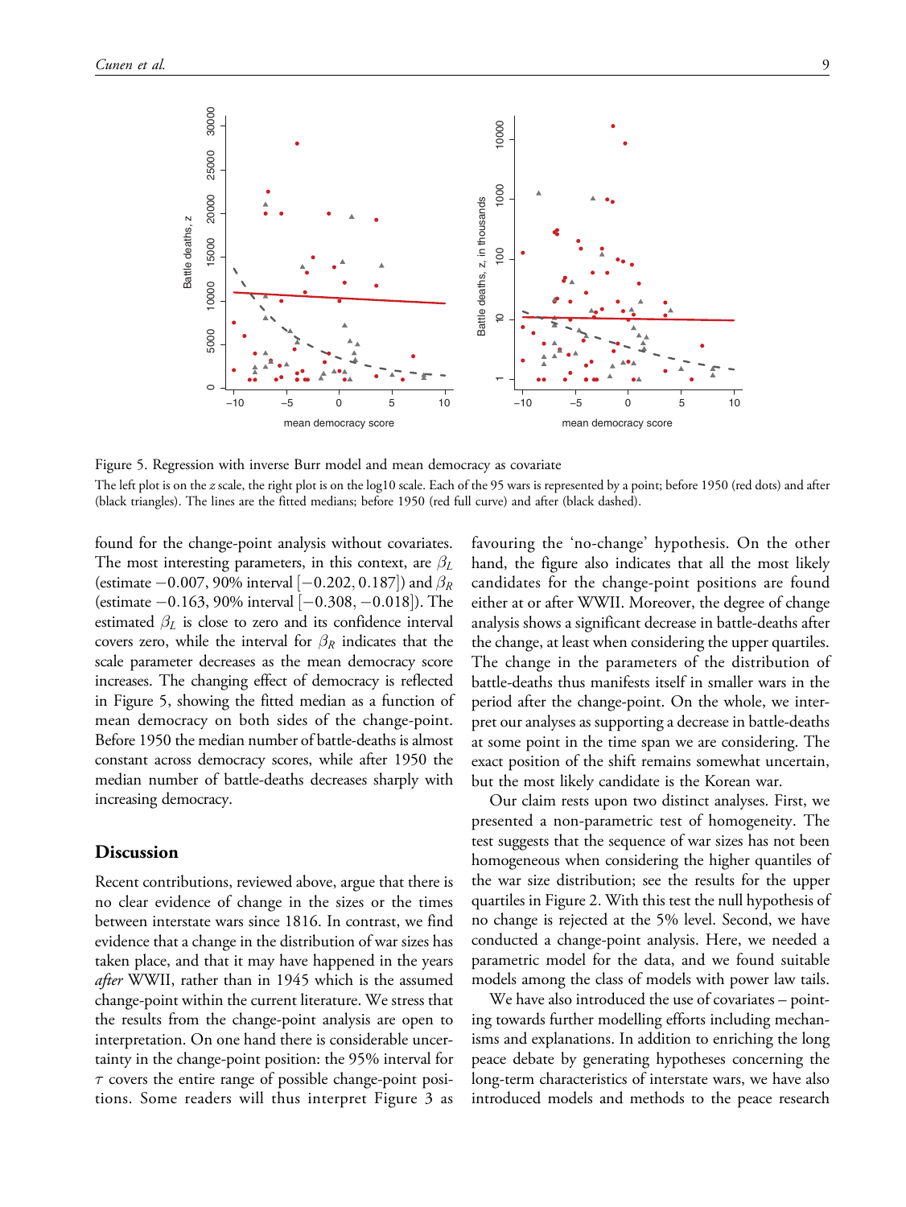Figure 5. Regression with inverse Burr model and mean democracy as covariate

The left plot is on the $z$ scale, the right plot is on the log10 scale. Each of the 95 wars is represented by a point; before 1950 (red dots) and after (black triangles). The lines are the fitted medians; before 1950 (red full curve) and after (black dashed).

found for the change-point analysis without covariates. The most interesting parameters, in this context, are $\beta_L$ (estimate $-0.007$, 90% interval $[-0.202, 0.187]$) and $\beta_R$ (estimate $-0.163$, 90% interval $[-0.308, -0.018]$). The estimated $\beta_L$ is close to zero and its confidence interval covers zero, while the interval for $\beta_R$ indicates that the scale parameter decreases as the mean democracy score increases. The changing effect of democracy is reflected in Figure 5, showing the fitted median as a function of mean democracy on both sides of the change-point. Before 1950 the median number of battle-deaths is almost constant across democracy scores, while after 1950 the median number of battle-deaths decreases sharply with increasing democracy.

## Discussion

Recent contributions, reviewed above, argue that there is no clear evidence of change in the sizes or the times between interstate wars since 1816. In contrast, we find evidence that a change in the distribution of war sizes has taken place, and that it may have happened in the years *after* WWII, rather than in 1945 which is the assumed change-point within the current literature. We stress that the results from the change-point analysis are open to interpretation. On one hand there is considerable uncertainty in the change-point position: the 95% interval for $\tau$ covers the entire range of possible change-point positions. Some readers will thus interpret Figure 3 as favouring the 'no-change' hypothesis. On the other hand, the figure also indicates that all the most likely candidates for the change-point positions are found either at or after WWII. Moreover, the degree of change analysis shows a significant decrease in battle-deaths after the change, at least when considering the upper quartiles. The change in the parameters of the distribution of battle-deaths thus manifests itself in smaller wars in the period after the change-point. On the whole, we interpret our analyses as supporting a decrease in battle-deaths at some point in the time span we are considering. The exact position of the shift remains somewhat uncertain, but the most likely candidate is the Korean war.

Our claim rests upon two distinct analyses. First, we presented a non-parametric test of homogeneity. The test suggests that the sequence of war sizes has not been homogeneous when considering the higher quantiles of the war size distribution; see the results for the upper quartiles in Figure 2. With this test the null hypothesis of no change is rejected at the 5% level. Second, we have conducted a change-point analysis. Here, we needed a parametric model for the data, and we found suitable models among the class of models with power law tails.

We have also introduced the use of covariates – pointing towards further modelling efforts including mechanisms and explanations. In addition to enriching the long peace debate by generating hypotheses concerning the long-term characteristics of interstate wars, we have also introduced models and methods to the peace research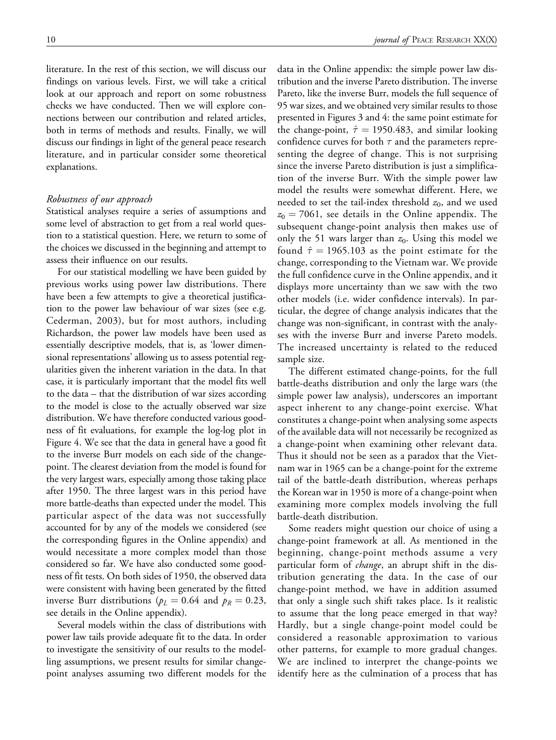literature. In the rest of this section, we will discuss our findings on various levels. First, we will take a critical look at our approach and report on some robustness checks we have conducted. Then we will explore connections between our contribution and related articles, both in terms of methods and results. Finally, we will discuss our findings in light of the general peace research literature, and in particular consider some theoretical explanations.

### *Robustness of our approach*

Statistical analyses require a series of assumptions and some level of abstraction to get from a real world question to a statistical question. Here, we return to some of the choices we discussed in the beginning and attempt to assess their influence on our results.

For our statistical modelling we have been guided by previous works using power law distributions. There have been a few attempts to give a theoretical justification to the power law behaviour of war sizes (see e.g. Cederman, 2003), but for most authors, including Richardson, the power law models have been used as essentially descriptive models, that is, as 'lower dimensional representations' allowing us to assess potential regularities given the inherent variation in the data. In that case, it is particularly important that the model fits well to the data – that the distribution of war sizes according to the model is close to the actually observed war size distribution. We have therefore conducted various goodness of fit evaluations, for example the log-log plot in Figure 4. We see that the data in general have a good fit to the inverse Burr models on each side of the change-point. The clearest deviation from the model is found for the very largest wars, especially among those taking place after 1950. The three largest wars in this period have more battle-deaths than expected under the model. This particular aspect of the data was not successfully accounted for by any of the models we considered (see the corresponding figures in the Online appendix) and would necessitate a more complex model than those considered so far. We have also conducted some goodness of fit tests. On both sides of 1950, the observed data were consistent with having been generated by the fitted inverse Burr distributions ($p_L = 0.64$ and $p_R = 0.23$, see details in the Online appendix).

Several models within the class of distributions with power law tails provide adequate fit to the data. In order to investigate the sensitivity of our results to the modelling assumptions, we present results for similar change-point analyses assuming two different models for the data in the Online appendix: the simple power law distribution and the inverse Pareto distribution. The inverse Pareto, like the inverse Burr, models the full sequence of 95 war sizes, and we obtained very similar results to those presented in Figures 3 and 4: the same point estimate for the change-point, $\hat{\tau} = 1950.483$, and similar looking confidence curves for both $\tau$ and the parameters representing the degree of change. This is not surprising since the inverse Pareto distribution is just a simplification of the inverse Burr. With the simple power law model the results were somewhat different. Here, we needed to set the tail-index threshold $z_0$, and we used $z_0 = 7061$, see details in the Online appendix. The subsequent change-point analysis then makes use of only the 51 wars larger than $z_0$. Using this model we found $\hat{\tau} = 1965.103$ as the point estimate for the change, corresponding to the Vietnam war. We provide the full confidence curve in the Online appendix, and it displays more uncertainty than we saw with the two other models (i.e. wider confidence intervals). In particular, the degree of change analysis indicates that the change was non-significant, in contrast with the analyses with the inverse Burr and inverse Pareto models. The increased uncertainty is related to the reduced sample size.

The different estimated change-points, for the full battle-deaths distribution and only the large wars (the simple power law analysis), underscores an important aspect inherent to any change-point exercise. What constitutes a change-point when analysing some aspects of the available data will not necessarily be recognized as a change-point when examining other relevant data. Thus it should not be seen as a paradox that the Vietnam war in 1965 can be a change-point for the extreme tail of the battle-death distribution, whereas perhaps the Korean war in 1950 is more of a change-point when examining more complex models involving the full battle-death distribution.

Some readers might question our choice of using a change-point framework at all. As mentioned in the beginning, change-point methods assume a very particular form of *change*, an abrupt shift in the distribution generating the data. In the case of our change-point method, we have in addition assumed that only a single such shift takes place. Is it realistic to assume that the long peace emerged in that way? Hardly, but a single change-point model could be considered a reasonable approximation to various other patterns, for example to more gradual changes. We are inclined to interpret the change-points we identify here as the culmination of a process that has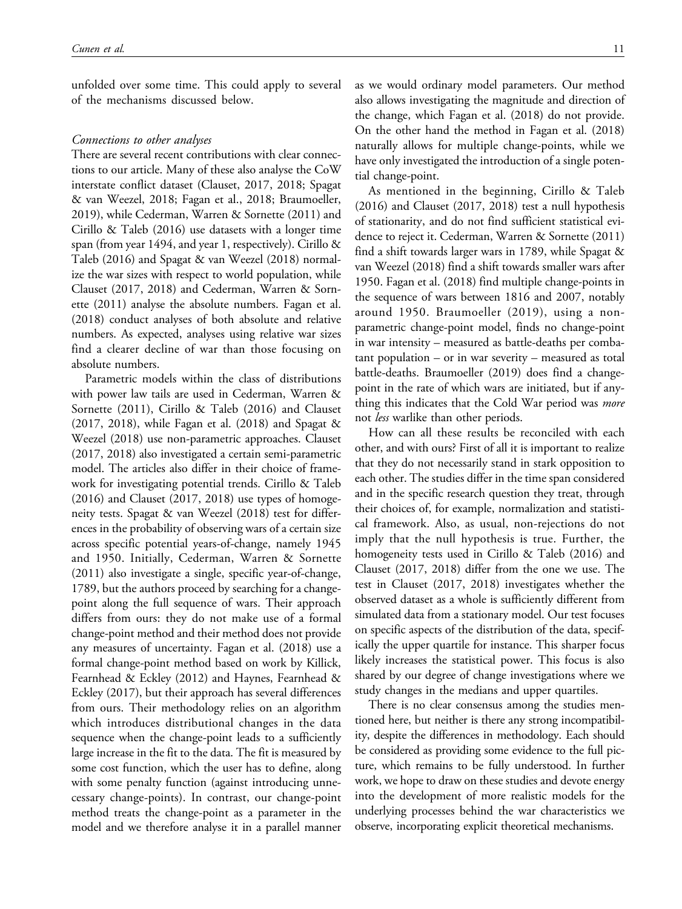unfolded over some time. This could apply to several of the mechanisms discussed below.

*Connections to other analyses*

There are several recent contributions with clear connections to our article. Many of these also analyse the CoW interstate conflict dataset (Clauset, 2017, 2018; Spagat & van Weezel, 2018; Fagan et al., 2018; Braumoeller, 2019), while Cederman, Warren & Sornette (2011) and Cirillo & Taleb (2016) use datasets with a longer time span (from year 1494, and year 1, respectively). Cirillo & Taleb (2016) and Spagat & van Weezel (2018) normalize the war sizes with respect to world population, while Clauset (2017, 2018) and Cederman, Warren & Sornette (2011) analyse the absolute numbers. Fagan et al. (2018) conduct analyses of both absolute and relative numbers. As expected, analyses using relative war sizes find a clearer decline of war than those focusing on absolute numbers.

Parametric models within the class of distributions with power law tails are used in Cederman, Warren & Sornette (2011), Cirillo & Taleb (2016) and Clauset (2017, 2018), while Fagan et al. (2018) and Spagat & Weezel (2018) use non-parametric approaches. Clauset (2017, 2018) also investigated a certain semi-parametric model. The articles also differ in their choice of framework for investigating potential trends. Cirillo & Taleb (2016) and Clauset (2017, 2018) use types of homogeneity tests. Spagat & van Weezel (2018) test for differences in the probability of observing wars of a certain size across specific potential years-of-change, namely 1945 and 1950. Initially, Cederman, Warren & Sornette (2011) also investigate a single, specific year-of-change, 1789, but the authors proceed by searching for a change-point along the full sequence of wars. Their approach differs from ours: they do not make use of a formal change-point method and their method does not provide any measures of uncertainty. Fagan et al. (2018) use a formal change-point method based on work by Killick, Fearnhead & Eckley (2012) and Haynes, Fearnhead & Eckley (2017), but their approach has several differences from ours. Their methodology relies on an algorithm which introduces distributional changes in the data sequence when the change-point leads to a sufficiently large increase in the fit to the data. The fit is measured by some cost function, which the user has to define, along with some penalty function (against introducing unnecessary change-points). In contrast, our change-point method treats the change-point as a parameter in the model and we therefore analyse it in a parallel manner as we would ordinary model parameters. Our method also allows investigating the magnitude and direction of the change, which Fagan et al. (2018) do not provide. On the other hand the method in Fagan et al. (2018) naturally allows for multiple change-points, while we have only investigated the introduction of a single potential change-point.

As mentioned in the beginning, Cirillo & Taleb (2016) and Clauset (2017, 2018) test a null hypothesis of stationarity, and do not find sufficient statistical evidence to reject it. Cederman, Warren & Sornette (2011) find a shift towards larger wars in 1789, while Spagat & van Weezel (2018) find a shift towards smaller wars after 1950. Fagan et al. (2018) find multiple change-points in the sequence of wars between 1816 and 2007, notably around 1950. Braumoeller (2019), using a non-parametric change-point model, finds no change-point in war intensity – measured as battle-deaths per combatant population – or in war severity – measured as total battle-deaths. Braumoeller (2019) does find a change-point in the rate of which wars are initiated, but if anything this indicates that the Cold War period was *more* not *less* warlike than other periods.

How can all these results be reconciled with each other, and with ours? First of all it is important to realize that they do not necessarily stand in stark opposition to each other. The studies differ in the time span considered and in the specific research question they treat, through their choices of, for example, normalization and statistical framework. Also, as usual, non-rejections do not imply that the null hypothesis is true. Further, the homogeneity tests used in Cirillo & Taleb (2016) and Clauset (2017, 2018) differ from the one we use. The test in Clauset (2017, 2018) investigates whether the observed dataset as a whole is sufficiently different from simulated data from a stationary model. Our test focuses on specific aspects of the distribution of the data, specifically the upper quartile for instance. This sharper focus likely increases the statistical power. This focus is also shared by our degree of change investigations where we study changes in the medians and upper quartiles.

There is no clear consensus among the studies mentioned here, but neither is there any strong incompatibility, despite the differences in methodology. Each should be considered as providing some evidence to the full picture, which remains to be fully understood. In further work, we hope to draw on these studies and devote energy into the development of more realistic models for the underlying processes behind the war characteristics we observe, incorporating explicit theoretical mechanisms.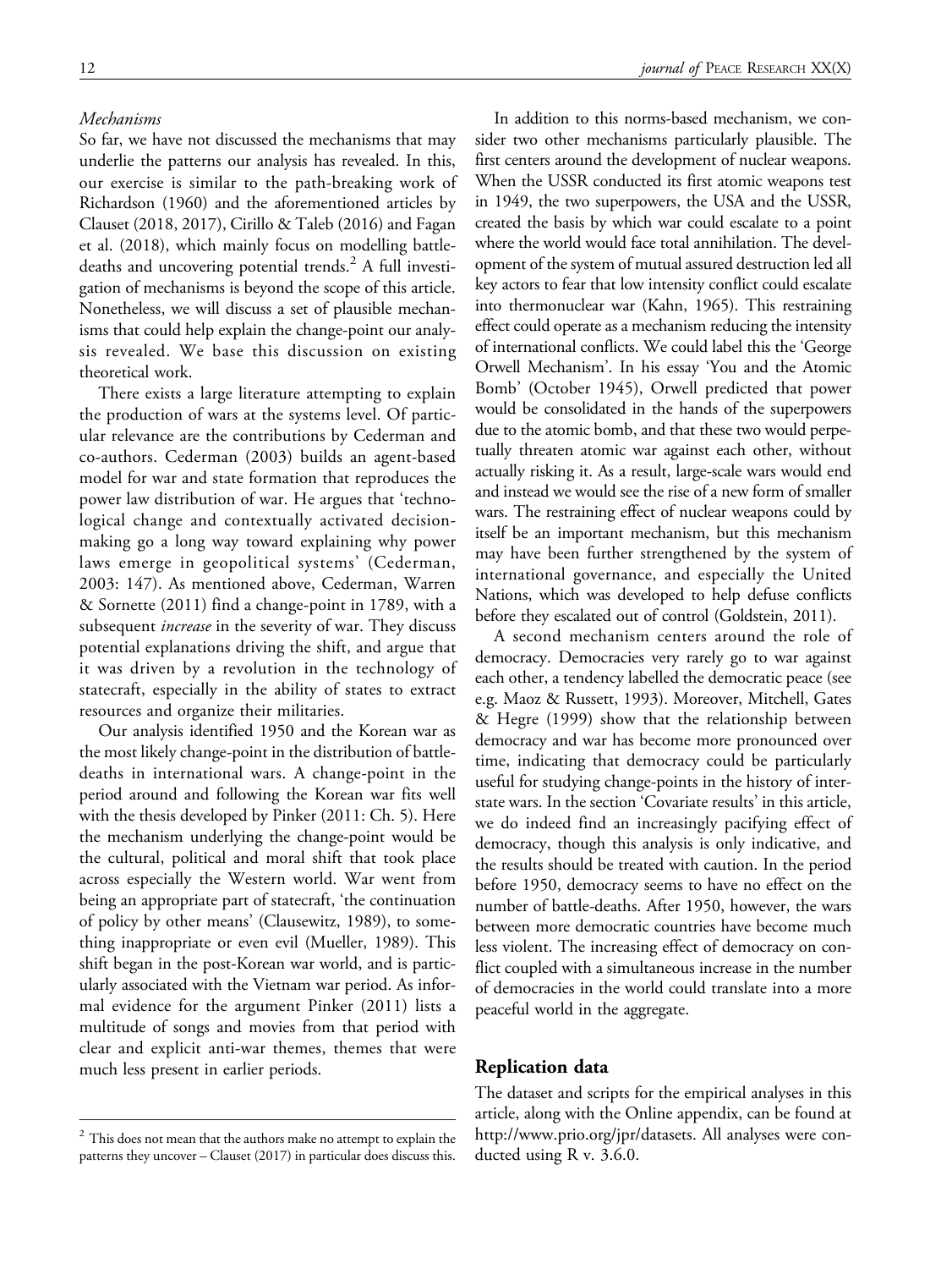*Mechanisms*

So far, we have not discussed the mechanisms that may underlie the patterns our analysis has revealed. In this, our exercise is similar to the path-breaking work of Richardson (1960) and the aforementioned articles by Clauset (2018, 2017), Cirillo & Taleb (2016) and Fagan et al. (2018), which mainly focus on modelling battle-deaths and uncovering potential trends.[2] A full investigation of mechanisms is beyond the scope of this article. Nonetheless, we will discuss a set of plausible mechanisms that could help explain the change-point our analysis revealed. We base this discussion on existing theoretical work.

There exists a large literature attempting to explain the production of wars at the systems level. Of particular relevance are the contributions by Cederman and co-authors. Cederman (2003) builds an agent-based model for war and state formation that reproduces the power law distribution of war. He argues that 'technological change and contextually activated decision-making go a long way toward explaining why power laws emerge in geopolitical systems' (Cederman, 2003: 147). As mentioned above, Cederman, Warren & Sornette (2011) find a change-point in 1789, with a subsequent *increase* in the severity of war. They discuss potential explanations driving the shift, and argue that it was driven by a revolution in the technology of statecraft, especially in the ability of states to extract resources and organize their militaries.

Our analysis identified 1950 and the Korean war as the most likely change-point in the distribution of battle-deaths in international wars. A change-point in the period around and following the Korean war fits well with the thesis developed by Pinker (2011: Ch. 5). Here the mechanism underlying the change-point would be the cultural, political and moral shift that took place across especially the Western world. War went from being an appropriate part of statecraft, 'the continuation of policy by other means' (Clausewitz, 1989), to something inappropriate or even evil (Mueller, 1989). This shift began in the post-Korean war world, and is particularly associated with the Vietnam war period. As informal evidence for the argument Pinker (2011) lists a multitude of songs and movies from that period with clear and explicit anti-war themes, themes that were much less present in earlier periods.

In addition to this norms-based mechanism, we consider two other mechanisms particularly plausible. The first centers around the development of nuclear weapons. When the USSR conducted its first atomic weapons test in 1949, the two superpowers, the USA and the USSR, created the basis by which war could escalate to a point where the world would face total annihilation. The development of the system of mutual assured destruction led all key actors to fear that low intensity conflict could escalate into thermonuclear war (Kahn, 1965). This restraining effect could operate as a mechanism reducing the intensity of international conflicts. We could label this the 'George Orwell Mechanism'. In his essay 'You and the Atomic Bomb' (October 1945), Orwell predicted that power would be consolidated in the hands of the superpowers due to the atomic bomb, and that these two would perpetually threaten atomic war against each other, without actually risking it. As a result, large-scale wars would end and instead we would see the rise of a new form of smaller wars. The restraining effect of nuclear weapons could by itself be an important mechanism, but this mechanism may have been further strengthened by the system of international governance, and especially the United Nations, which was developed to help defuse conflicts before they escalated out of control (Goldstein, 2011).

A second mechanism centers around the role of democracy. Democracies very rarely go to war against each other, a tendency labelled the democratic peace (see e.g. Maoz & Russett, 1993). Moreover, Mitchell, Gates & Hegre (1999) show that the relationship between democracy and war has become more pronounced over time, indicating that democracy could be particularly useful for studying change-points in the history of interstate wars. In the section 'Covariate results' in this article, we do indeed find an increasingly pacifying effect of democracy, though this analysis is only indicative, and the results should be treated with caution. In the period before 1950, democracy seems to have no effect on the number of battle-deaths. After 1950, however, the wars between more democratic countries have become much less violent. The increasing effect of democracy on conflict coupled with a simultaneous increase in the number of democracies in the world could translate into a more peaceful world in the aggregate.

## Replication data

The dataset and scripts for the empirical analyses in this article, along with the Online appendix, can be found at http://www.prio.org/jpr/datasets. All analyses were conducted using R v. 3.6.0.

[2] This does not mean that the authors make no attempt to explain the patterns they uncover – Clauset (2017) in particular does discuss this.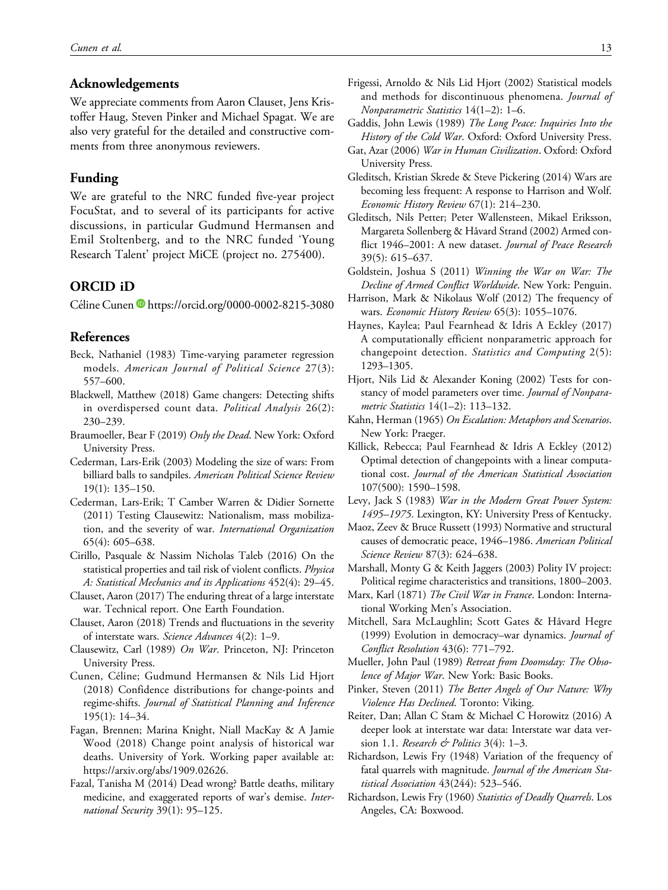## Acknowledgements

We appreciate comments from Aaron Clauset, Jens Kristoffer Haug, Steven Pinker and Michael Spagat. We are also very grateful for the detailed and constructive comments from three anonymous reviewers.

## Funding

We are grateful to the NRC funded five-year project FocuStat, and to several of its participants for active discussions, in particular Gudmund Hermansen and Emil Stoltenberg, and to the NRC funded 'Young Research Talent' project MiCE (project no. 275400).

## ORCID iD

Céline Cunen https://orcid.org/0000-0002-8215-3080

## References

Beck, Nathaniel (1983) Time-varying parameter regression models. *American Journal of Political Science* 27(3): 557–600.

Blackwell, Matthew (2018) Game changers: Detecting shifts in overdispersed count data. *Political Analysis* 26(2): 230–239.

Braumoeller, Bear F (2019) *Only the Dead*. New York: Oxford University Press.

Cederman, Lars-Erik (2003) Modeling the size of wars: From billiard balls to sandpiles. *American Political Science Review* 19(1): 135–150.

Cederman, Lars-Erik; T Camber Warren & Didier Sornette (2011) Testing Clausewitz: Nationalism, mass mobilization, and the severity of war. *International Organization* 65(4): 605–638.

Cirillo, Pasquale & Nassim Nicholas Taleb (2016) On the statistical properties and tail risk of violent conflicts. *Physica A: Statistical Mechanics and its Applications* 452(4): 29–45.

Clauset, Aaron (2017) The enduring threat of a large interstate war. Technical report. One Earth Foundation.

Clauset, Aaron (2018) Trends and fluctuations in the severity of interstate wars. *Science Advances* 4(2): 1–9.

Clausewitz, Carl (1989) *On War*. Princeton, NJ: Princeton University Press.

Cunen, Céline; Gudmund Hermansen & Nils Lid Hjort (2018) Confidence distributions for change-points and regime-shifts. *Journal of Statistical Planning and Inference* 195(1): 14–34.

Fagan, Brennen; Marina Knight, Niall MacKay & A Jamie Wood (2018) Change point analysis of historical war deaths. University of York. Working paper available at: https://arxiv.org/abs/1909.02626.

Fazal, Tanisha M (2014) Dead wrong? Battle deaths, military medicine, and exaggerated reports of war's demise. *International Security* 39(1): 95–125.

Frigessi, Arnoldo & Nils Lid Hjort (2002) Statistical models and methods for discontinuous phenomena. *Journal of Nonparametric Statistics* 14(1–2): 1–6.

Gaddis, John Lewis (1989) *The Long Peace: Inquiries Into the History of the Cold War*. Oxford: Oxford University Press.

Gat, Azar (2006) *War in Human Civilization*. Oxford: Oxford University Press.

Gleditsch, Kristian Skrede & Steve Pickering (2014) Wars are becoming less frequent: A response to Harrison and Wolf. *Economic History Review* 67(1): 214–230.

Gleditsch, Nils Petter; Peter Wallensteen, Mikael Eriksson, Margareta Sollenberg & Håvard Strand (2002) Armed conflict 1946–2001: A new dataset. *Journal of Peace Research* 39(5): 615–637.

Goldstein, Joshua S (2011) *Winning the War on War: The Decline of Armed Conflict Worldwide*. New York: Penguin.

Harrison, Mark & Nikolaus Wolf (2012) The frequency of wars. *Economic History Review* 65(3): 1055–1076.

Haynes, Kaylea; Paul Fearnhead & Idris A Eckley (2017) A computationally efficient nonparametric approach for changepoint detection. *Statistics and Computing* 2(5): 1293–1305.

Hjort, Nils Lid & Alexander Koning (2002) Tests for constancy of model parameters over time. *Journal of Nonparametric Statistics* 14(1–2): 113–132.

Kahn, Herman (1965) *On Escalation: Metaphors and Scenarios*. New York: Praeger.

Killick, Rebecca; Paul Fearnhead & Idris A Eckley (2012) Optimal detection of changepoints with a linear computational cost. *Journal of the American Statistical Association* 107(500): 1590–1598.

Levy, Jack S (1983) *War in the Modern Great Power System: 1495–1975*. Lexington, KY: University Press of Kentucky.

Maoz, Zeev & Bruce Russett (1993) Normative and structural causes of democratic peace, 1946–1986. *American Political Science Review* 87(3): 624–638.

Marshall, Monty G & Keith Jaggers (2003) Polity IV project: Political regime characteristics and transitions, 1800–2003.

Marx, Karl (1871) *The Civil War in France*. London: International Working Men's Association.

Mitchell, Sara McLaughlin; Scott Gates & Håvard Hegre (1999) Evolution in democracy–war dynamics. *Journal of Conflict Resolution* 43(6): 771–792.

Mueller, John Paul (1989) *Retreat from Doomsday: The Obsolence of Major War*. New York: Basic Books.

Pinker, Steven (2011) *The Better Angels of Our Nature: Why Violence Has Declined*. Toronto: Viking.

Reiter, Dan; Allan C Stam & Michael C Horowitz (2016) A deeper look at interstate war data: Interstate war data version 1.1. *Research & Politics* 3(4): 1–3.

Richardson, Lewis Fry (1948) Variation of the frequency of fatal quarrels with magnitude. *Journal of the American Statistical Association* 43(244): 523–546.

Richardson, Lewis Fry (1960) *Statistics of Deadly Quarrels*. Los Angeles, CA: Boxwood.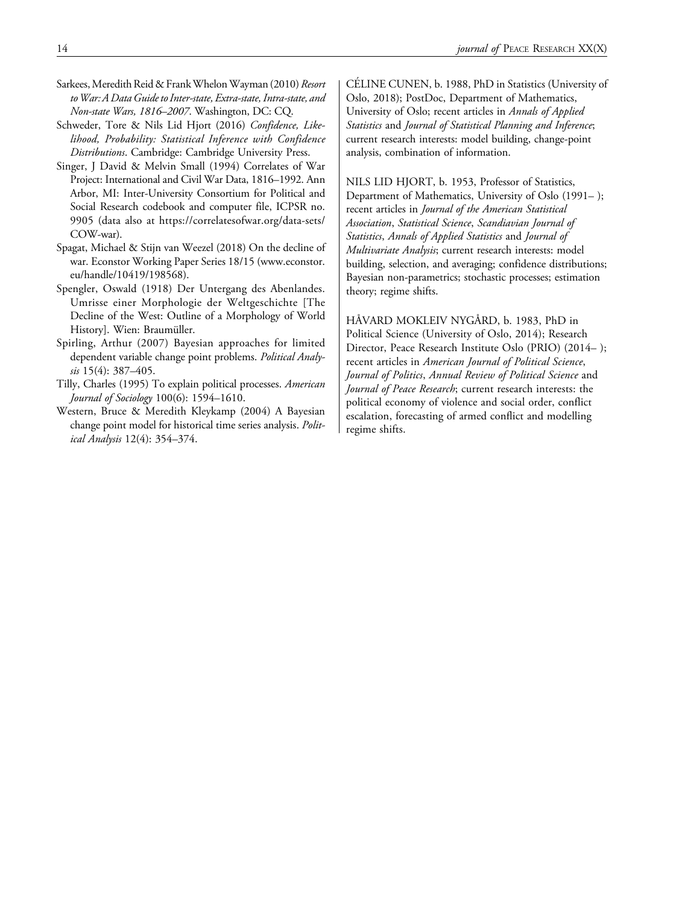Sarkees, Meredith Reid & Frank Whelon Wayman (2010) *Resort to War: A Data Guide to Inter-state, Extra-state, Intra-state, and Non-state Wars, 1816–2007*. Washington, DC: CQ.

Schweder, Tore & Nils Lid Hjort (2016) *Confidence, Likelihood, Probability: Statistical Inference with Confidence Distributions*. Cambridge: Cambridge University Press.

Singer, J David & Melvin Small (1994) Correlates of War Project: International and Civil War Data, 1816–1992. Ann Arbor, MI: Inter-University Consortium for Political and Social Research codebook and computer file, ICPSR no. 9905 (data also at https://correlatesofwar.org/data-sets/COW-war).

Spagat, Michael & Stijn van Weezel (2018) On the decline of war. Econstor Working Paper Series 18/15 (www.econstor.eu/handle/10419/198568).

Spengler, Oswald (1918) Der Untergang des Abenlandes. Umrisse einer Morphologie der Weltgeschichte [The Decline of the West: Outline of a Morphology of World History]. Wien: Braumüller.

Spirling, Arthur (2007) Bayesian approaches for limited dependent variable change point problems. *Political Analysis* 15(4): 387–405.

Tilly, Charles (1995) To explain political processes. *American Journal of Sociology* 100(6): 1594–1610.

Western, Bruce & Meredith Kleykamp (2004) A Bayesian change point model for historical time series analysis. *Political Analysis* 12(4): 354–374.

CÉLINE CUNEN, b. 1988, PhD in Statistics (University of Oslo, 2018); PostDoc, Department of Mathematics, University of Oslo; recent articles in *Annals of Applied Statistics* and *Journal of Statistical Planning and Inference*; current research interests: model building, change-point analysis, combination of information.

NILS LID HJORT, b. 1953, Professor of Statistics, Department of Mathematics, University of Oslo (1991– ); recent articles in *Journal of the American Statistical Association*, *Statistical Science*, *Scandiavian Journal of Statistics*, *Annals of Applied Statistics* and *Journal of Multivariate Analysis*; current research interests: model building, selection, and averaging; confidence distributions; Bayesian non-parametrics; stochastic processes; estimation theory; regime shifts.

HÅVARD MOKLEIV NYGÅRD, b. 1983, PhD in Political Science (University of Oslo, 2014); Research Director, Peace Research Institute Oslo (PRIO) (2014– ); recent articles in *American Journal of Political Science*, *Journal of Politics*, *Annual Review of Political Science* and *Journal of Peace Research*; current research interests: the political economy of violence and social order, conflict escalation, forecasting of armed conflict and modelling regime shifts.